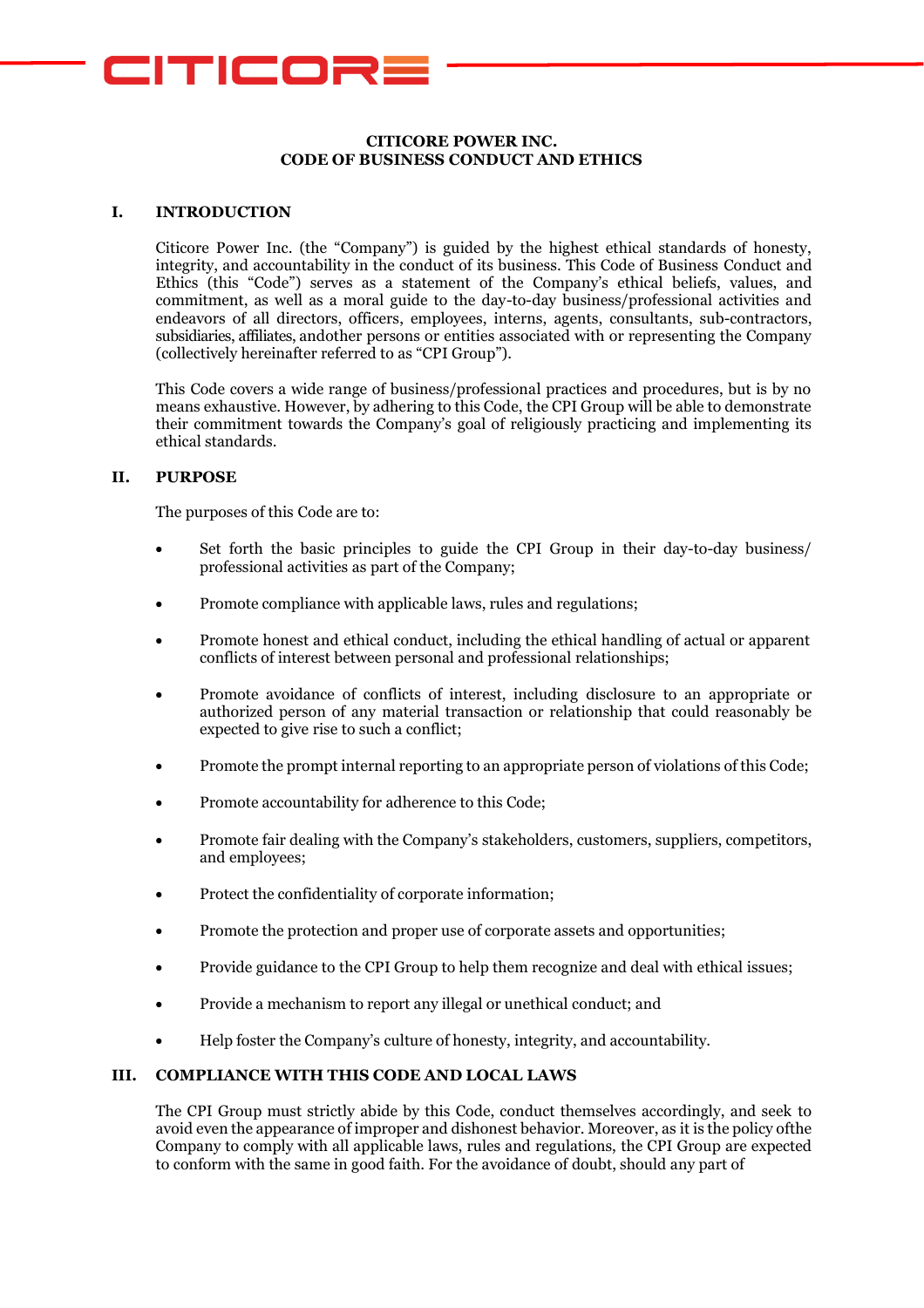# CITICORE POWER INC.
# CODE OF BUSINESS CONDUCT AND ETHICS

## I. INTRODUCTION

Citicore Power Inc. (the "Company") is guided by the highest ethical standards of honesty, integrity, and accountability in the conduct of its business. This Code of Business Conduct and Ethics (this "Code") serves as a statement of the Company's ethical beliefs, values, and commitment, as well as a moral guide to the day-to-day business/professional activities and endeavors of all directors, officers, employees, interns, agents, consultants, sub-contractors, subsidiaries, affiliates, andother persons or entities associated with or representing the Company (collectively hereinafter referred to as "CPI Group").

This Code covers a wide range of business/professional practices and procedures, but is by no means exhaustive. However, by adhering to this Code, the CPI Group will be able to demonstrate their commitment towards the Company's goal of religiously practicing and implementing its ethical standards.

## II. PURPOSE

The purposes of this Code are to:

- Set forth the basic principles to guide the CPI Group in their day-to-day business/ professional activities as part of the Company;
- Promote compliance with applicable laws, rules and regulations;
- Promote honest and ethical conduct, including the ethical handling of actual or apparent conflicts of interest between personal and professional relationships;
- Promote avoidance of conflicts of interest, including disclosure to an appropriate or authorized person of any material transaction or relationship that could reasonably be expected to give rise to such a conflict;
- Promote the prompt internal reporting to an appropriate person of violations of this Code;
- Promote accountability for adherence to this Code;
- Promote fair dealing with the Company's stakeholders, customers, suppliers, competitors, and employees;
- Protect the confidentiality of corporate information;
- Promote the protection and proper use of corporate assets and opportunities;
- Provide guidance to the CPI Group to help them recognize and deal with ethical issues;
- Provide a mechanism to report any illegal or unethical conduct; and
- Help foster the Company's culture of honesty, integrity, and accountability.

## III. COMPLIANCE WITH THIS CODE AND LOCAL LAWS

The CPI Group must strictly abide by this Code, conduct themselves accordingly, and seek to avoid even the appearance of improper and dishonest behavior. Moreover, as it is the policy ofthe Company to comply with all applicable laws, rules and regulations, the CPI Group are expected to conform with the same in good faith. For the avoidance of doubt, should any part of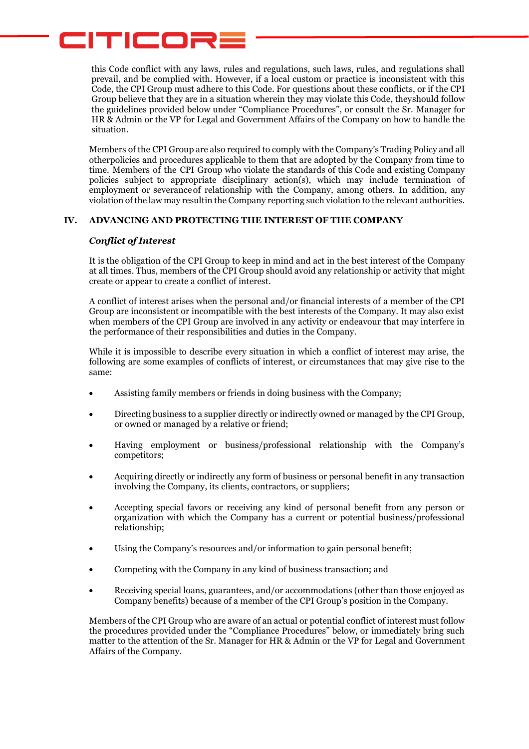this Code conflict with any laws, rules and regulations, such laws, rules, and regulations shall prevail, and be complied with. However, if a local custom or practice is inconsistent with this Code, the CPI Group must adhere to this Code. For questions about these conflicts, or if the CPI Group believe that they are in a situation wherein they may violate this Code, theyshould follow the guidelines provided below under "Compliance Procedures", or consult the Sr. Manager for HR & Admin or the VP for Legal and Government Affairs of the Company on how to handle the situation.

Members of the CPI Group are also required to comply with the Company's Trading Policy and all otherpolicies and procedures applicable to them that are adopted by the Company from time to time. Members of the CPI Group who violate the standards of this Code and existing Company policies subject to appropriate disciplinary action(s), which may include termination of employment or severanceof relationship with the Company, among others. In addition, any violation of the law may resultin the Company reporting such violation to the relevant authorities.

## IV. ADVANCING AND PROTECTING THE INTEREST OF THE COMPANY

***Conflict of Interest***

It is the obligation of the CPI Group to keep in mind and act in the best interest of the Company at all times. Thus, members of the CPI Group should avoid any relationship or activity that might create or appear to create a conflict of interest.

A conflict of interest arises when the personal and/or financial interests of a member of the CPI Group are inconsistent or incompatible with the best interests of the Company. It may also exist when members of the CPI Group are involved in any activity or endeavour that may interfere in the performance of their responsibilities and duties in the Company.

While it is impossible to describe every situation in which a conflict of interest may arise, the following are some examples of conflicts of interest, or circumstances that may give rise to the same:

- Assisting family members or friends in doing business with the Company;
- Directing business to a supplier directly or indirectly owned or managed by the CPI Group, or owned or managed by a relative or friend;
- Having employment or business/professional relationship with the Company's competitors;
- Acquiring directly or indirectly any form of business or personal benefit in any transaction involving the Company, its clients, contractors, or suppliers;
- Accepting special favors or receiving any kind of personal benefit from any person or organization with which the Company has a current or potential business/professional relationship;
- Using the Company's resources and/or information to gain personal benefit;
- Competing with the Company in any kind of business transaction; and
- Receiving special loans, guarantees, and/or accommodations (other than those enjoyed as Company benefits) because of a member of the CPI Group's position in the Company.

Members of the CPI Group who are aware of an actual or potential conflict of interest must follow the procedures provided under the "Compliance Procedures" below, or immediately bring such matter to the attention of the Sr. Manager for HR & Admin or the VP for Legal and Government Affairs of the Company.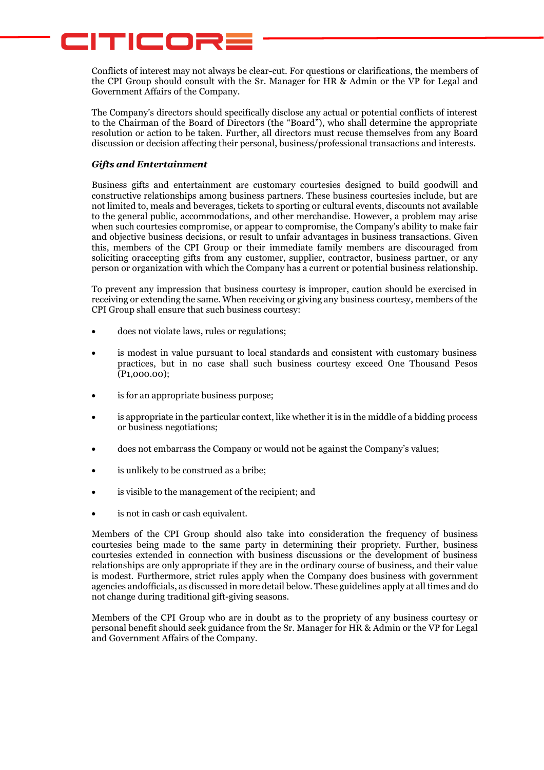Conflicts of interest may not always be clear-cut. For questions or clarifications, the members of the CPI Group should consult with the Sr. Manager for HR & Admin or the VP for Legal and Government Affairs of the Company.

The Company's directors should specifically disclose any actual or potential conflicts of interest to the Chairman of the Board of Directors (the "Board"), who shall determine the appropriate resolution or action to be taken. Further, all directors must recuse themselves from any Board discussion or decision affecting their personal, business/professional transactions and interests.

***Gifts and Entertainment***

Business gifts and entertainment are customary courtesies designed to build goodwill and constructive relationships among business partners. These business courtesies include, but are not limited to, meals and beverages, tickets to sporting or cultural events, discounts not available to the general public, accommodations, and other merchandise. However, a problem may arise when such courtesies compromise, or appear to compromise, the Company's ability to make fair and objective business decisions, or result to unfair advantages in business transactions. Given this, members of the CPI Group or their immediate family members are discouraged from soliciting oraccepting gifts from any customer, supplier, contractor, business partner, or any person or organization with which the Company has a current or potential business relationship.

To prevent any impression that business courtesy is improper, caution should be exercised in receiving or extending the same. When receiving or giving any business courtesy, members of the CPI Group shall ensure that such business courtesy:

- does not violate laws, rules or regulations;
- is modest in value pursuant to local standards and consistent with customary business practices, but in no case shall such business courtesy exceed One Thousand Pesos (P1,000.00);
- is for an appropriate business purpose;
- is appropriate in the particular context, like whether it is in the middle of a bidding process or business negotiations;
- does not embarrass the Company or would not be against the Company's values;
- is unlikely to be construed as a bribe;
- is visible to the management of the recipient; and
- is not in cash or cash equivalent.

Members of the CPI Group should also take into consideration the frequency of business courtesies being made to the same party in determining their propriety. Further, business courtesies extended in connection with business discussions or the development of business relationships are only appropriate if they are in the ordinary course of business, and their value is modest. Furthermore, strict rules apply when the Company does business with government agencies andofficials, as discussed in more detail below. These guidelines apply at all times and do not change during traditional gift-giving seasons.

Members of the CPI Group who are in doubt as to the propriety of any business courtesy or personal benefit should seek guidance from the Sr. Manager for HR & Admin or the VP for Legal and Government Affairs of the Company.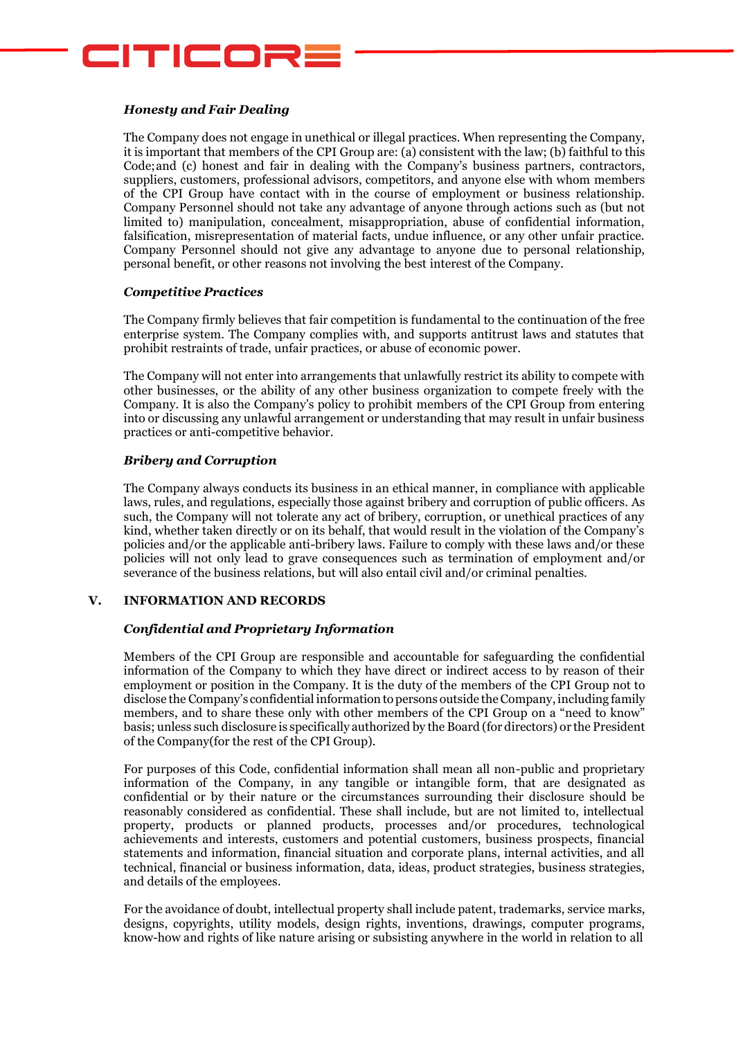### *Honesty and Fair Dealing*

The Company does not engage in unethical or illegal practices. When representing the Company, it is important that members of the CPI Group are: (a) consistent with the law; (b) faithful to this Code; and (c) honest and fair in dealing with the Company's business partners, contractors, suppliers, customers, professional advisors, competitors, and anyone else with whom members of the CPI Group have contact with in the course of employment or business relationship. Company Personnel should not take any advantage of anyone through actions such as (but not limited to) manipulation, concealment, misappropriation, abuse of confidential information, falsification, misrepresentation of material facts, undue influence, or any other unfair practice. Company Personnel should not give any advantage to anyone due to personal relationship, personal benefit, or other reasons not involving the best interest of the Company.

### *Competitive Practices*

The Company firmly believes that fair competition is fundamental to the continuation of the free enterprise system. The Company complies with, and supports antitrust laws and statutes that prohibit restraints of trade, unfair practices, or abuse of economic power.

The Company will not enter into arrangements that unlawfully restrict its ability to compete with other businesses, or the ability of any other business organization to compete freely with the Company. It is also the Company's policy to prohibit members of the CPI Group from entering into or discussing any unlawful arrangement or understanding that may result in unfair business practices or anti-competitive behavior.

### *Bribery and Corruption*

The Company always conducts its business in an ethical manner, in compliance with applicable laws, rules, and regulations, especially those against bribery and corruption of public officers. As such, the Company will not tolerate any act of bribery, corruption, or unethical practices of any kind, whether taken directly or on its behalf, that would result in the violation of the Company's policies and/or the applicable anti-bribery laws. Failure to comply with these laws and/or these policies will not only lead to grave consequences such as termination of employment and/or severance of the business relations, but will also entail civil and/or criminal penalties.

## V. INFORMATION AND RECORDS

### *Confidential and Proprietary Information*

Members of the CPI Group are responsible and accountable for safeguarding the confidential information of the Company to which they have direct or indirect access to by reason of their employment or position in the Company. It is the duty of the members of the CPI Group not to disclose the Company's confidential information to persons outside the Company, including family members, and to share these only with other members of the CPI Group on a "need to know" basis; unless such disclosure is specifically authorized by the Board (for directors) or the President of the Company(for the rest of the CPI Group).

For purposes of this Code, confidential information shall mean all non-public and proprietary information of the Company, in any tangible or intangible form, that are designated as confidential or by their nature or the circumstances surrounding their disclosure should be reasonably considered as confidential. These shall include, but are not limited to, intellectual property, products or planned products, processes and/or procedures, technological achievements and interests, customers and potential customers, business prospects, financial statements and information, financial situation and corporate plans, internal activities, and all technical, financial or business information, data, ideas, product strategies, business strategies, and details of the employees.

For the avoidance of doubt, intellectual property shall include patent, trademarks, service marks, designs, copyrights, utility models, design rights, inventions, drawings, computer programs, know-how and rights of like nature arising or subsisting anywhere in the world in relation to all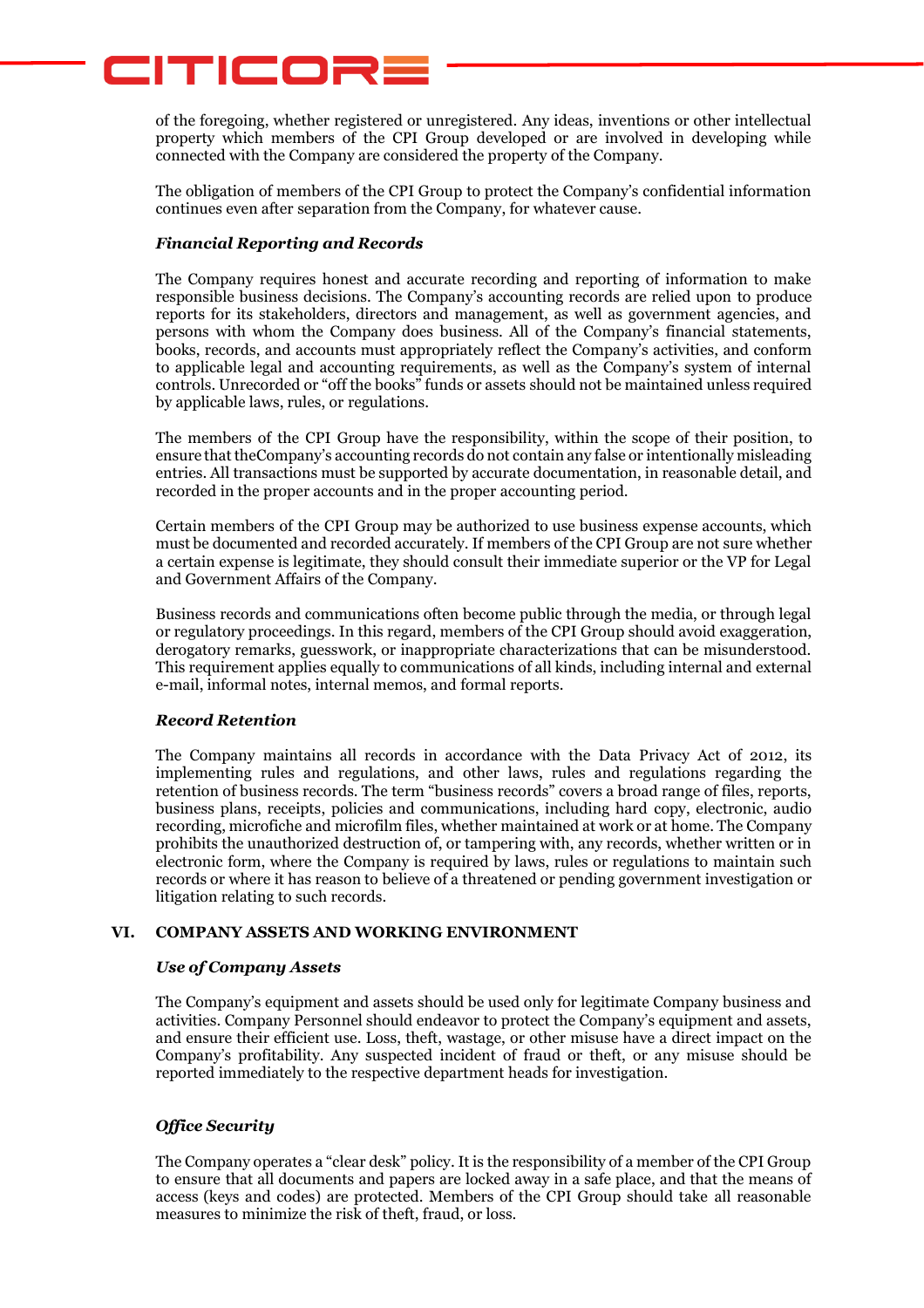of the foregoing, whether registered or unregistered. Any ideas, inventions or other intellectual property which members of the CPI Group developed or are involved in developing while connected with the Company are considered the property of the Company.

The obligation of members of the CPI Group to protect the Company's confidential information continues even after separation from the Company, for whatever cause.

***Financial Reporting and Records***

The Company requires honest and accurate recording and reporting of information to make responsible business decisions. The Company's accounting records are relied upon to produce reports for its stakeholders, directors and management, as well as government agencies, and persons with whom the Company does business. All of the Company's financial statements, books, records, and accounts must appropriately reflect the Company's activities, and conform to applicable legal and accounting requirements, as well as the Company's system of internal controls. Unrecorded or "off the books" funds or assets should not be maintained unless required by applicable laws, rules, or regulations.

The members of the CPI Group have the responsibility, within the scope of their position, to ensure that theCompany's accounting records do not contain any false or intentionally misleading entries. All transactions must be supported by accurate documentation, in reasonable detail, and recorded in the proper accounts and in the proper accounting period.

Certain members of the CPI Group may be authorized to use business expense accounts, which must be documented and recorded accurately. If members of the CPI Group are not sure whether a certain expense is legitimate, they should consult their immediate superior or the VP for Legal and Government Affairs of the Company.

Business records and communications often become public through the media, or through legal or regulatory proceedings. In this regard, members of the CPI Group should avoid exaggeration, derogatory remarks, guesswork, or inappropriate characterizations that can be misunderstood. This requirement applies equally to communications of all kinds, including internal and external e-mail, informal notes, internal memos, and formal reports.

***Record Retention***

The Company maintains all records in accordance with the Data Privacy Act of 2012, its implementing rules and regulations, and other laws, rules and regulations regarding the retention of business records. The term "business records" covers a broad range of files, reports, business plans, receipts, policies and communications, including hard copy, electronic, audio recording, microfiche and microfilm files, whether maintained at work or at home. The Company prohibits the unauthorized destruction of, or tampering with, any records, whether written or in electronic form, where the Company is required by laws, rules or regulations to maintain such records or where it has reason to believe of a threatened or pending government investigation or litigation relating to such records.

## VI. COMPANY ASSETS AND WORKING ENVIRONMENT

***Use of Company Assets***

The Company's equipment and assets should be used only for legitimate Company business and activities. Company Personnel should endeavor to protect the Company's equipment and assets, and ensure their efficient use. Loss, theft, wastage, or other misuse have a direct impact on the Company's profitability. Any suspected incident of fraud or theft, or any misuse should be reported immediately to the respective department heads for investigation.

***Office Security***

The Company operates a "clear desk" policy. It is the responsibility of a member of the CPI Group to ensure that all documents and papers are locked away in a safe place, and that the means of access (keys and codes) are protected. Members of the CPI Group should take all reasonable measures to minimize the risk of theft, fraud, or loss.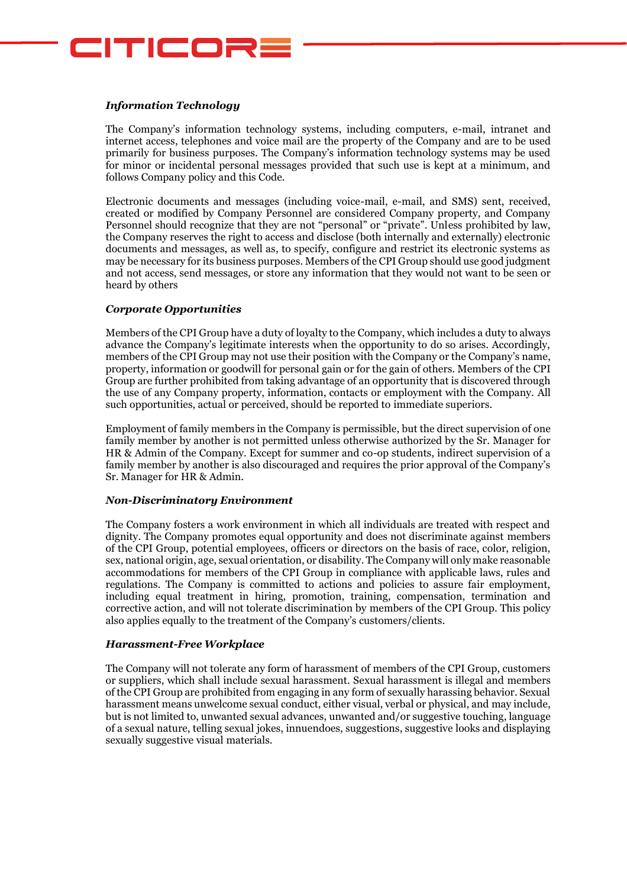***Information Technology***

The Company's information technology systems, including computers, e-mail, intranet and internet access, telephones and voice mail are the property of the Company and are to be used primarily for business purposes. The Company's information technology systems may be used for minor or incidental personal messages provided that such use is kept at a minimum, and follows Company policy and this Code.

Electronic documents and messages (including voice-mail, e-mail, and SMS) sent, received, created or modified by Company Personnel are considered Company property, and Company Personnel should recognize that they are not "personal" or "private". Unless prohibited by law, the Company reserves the right to access and disclose (both internally and externally) electronic documents and messages, as well as, to specify, configure and restrict its electronic systems as may be necessary for its business purposes. Members of the CPI Group should use good judgment and not access, send messages, or store any information that they would not want to be seen or heard by others

***Corporate Opportunities***

Members of the CPI Group have a duty of loyalty to the Company, which includes a duty to always advance the Company's legitimate interests when the opportunity to do so arises. Accordingly, members of the CPI Group may not use their position with the Company or the Company's name, property, information or goodwill for personal gain or for the gain of others. Members of the CPI Group are further prohibited from taking advantage of an opportunity that is discovered through the use of any Company property, information, contacts or employment with the Company. All such opportunities, actual or perceived, should be reported to immediate superiors.

Employment of family members in the Company is permissible, but the direct supervision of one family member by another is not permitted unless otherwise authorized by the Sr. Manager for HR & Admin of the Company. Except for summer and co-op students, indirect supervision of a family member by another is also discouraged and requires the prior approval of the Company's Sr. Manager for HR & Admin.

***Non-Discriminatory Environment***

The Company fosters a work environment in which all individuals are treated with respect and dignity. The Company promotes equal opportunity and does not discriminate against members of the CPI Group, potential employees, officers or directors on the basis of race, color, religion, sex, national origin, age, sexual orientation, or disability. The Company will only make reasonable accommodations for members of the CPI Group in compliance with applicable laws, rules and regulations. The Company is committed to actions and policies to assure fair employment, including equal treatment in hiring, promotion, training, compensation, termination and corrective action, and will not tolerate discrimination by members of the CPI Group. This policy also applies equally to the treatment of the Company's customers/clients.

***Harassment-Free Workplace***

The Company will not tolerate any form of harassment of members of the CPI Group, customers or suppliers, which shall include sexual harassment. Sexual harassment is illegal and members of the CPI Group are prohibited from engaging in any form of sexually harassing behavior. Sexual harassment means unwelcome sexual conduct, either visual, verbal or physical, and may include, but is not limited to, unwanted sexual advances, unwanted and/or suggestive touching, language of a sexual nature, telling sexual jokes, innuendoes, suggestions, suggestive looks and displaying sexually suggestive visual materials.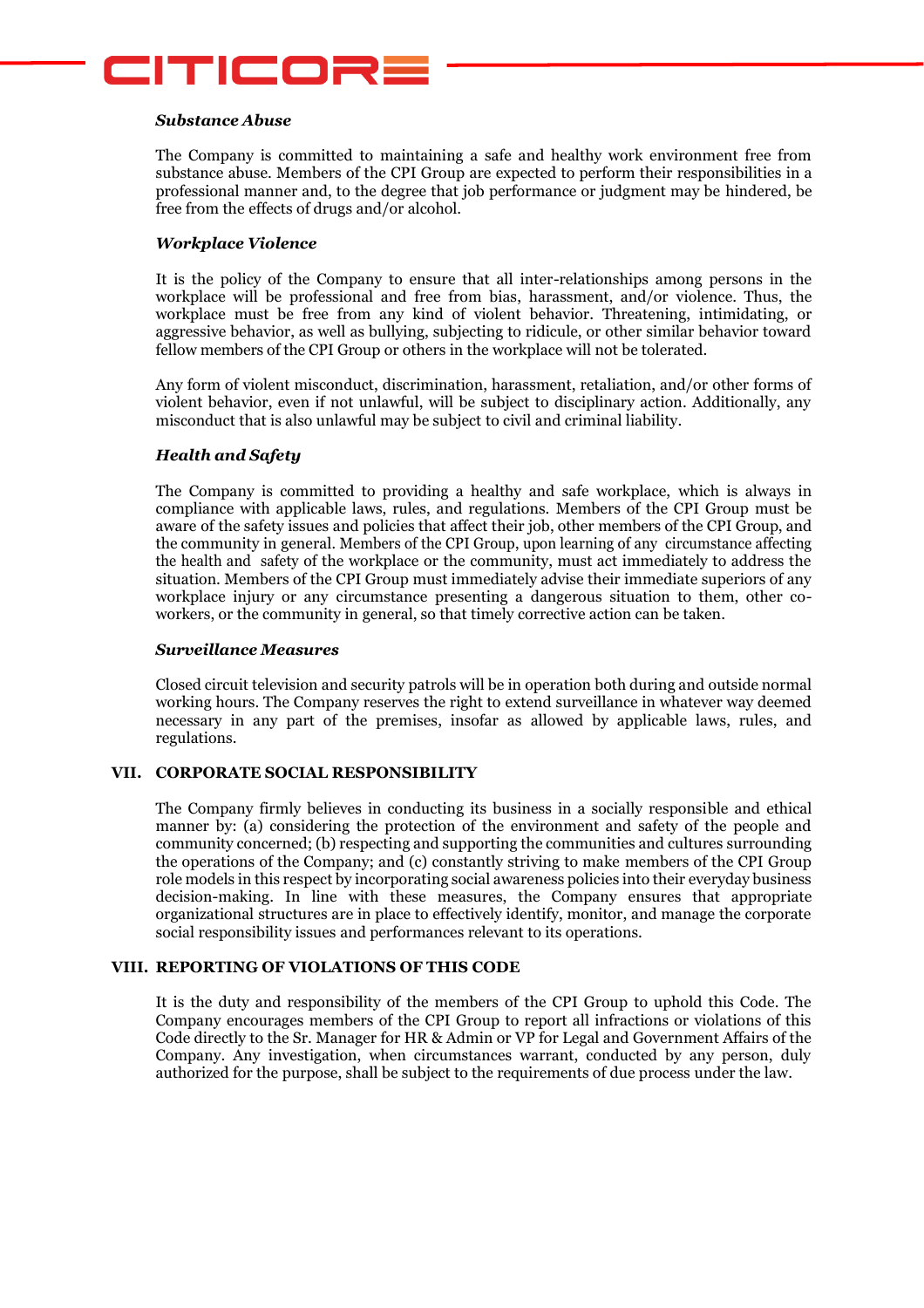***Substance Abuse***

The Company is committed to maintaining a safe and healthy work environment free from substance abuse. Members of the CPI Group are expected to perform their responsibilities in a professional manner and, to the degree that job performance or judgment may be hindered, be free from the effects of drugs and/or alcohol.

***Workplace Violence***

It is the policy of the Company to ensure that all inter-relationships among persons in the workplace will be professional and free from bias, harassment, and/or violence. Thus, the workplace must be free from any kind of violent behavior. Threatening, intimidating, or aggressive behavior, as well as bullying, subjecting to ridicule, or other similar behavior toward fellow members of the CPI Group or others in the workplace will not be tolerated.

Any form of violent misconduct, discrimination, harassment, retaliation, and/or other forms of violent behavior, even if not unlawful, will be subject to disciplinary action. Additionally, any misconduct that is also unlawful may be subject to civil and criminal liability.

***Health and Safety***

The Company is committed to providing a healthy and safe workplace, which is always in compliance with applicable laws, rules, and regulations. Members of the CPI Group must be aware of the safety issues and policies that affect their job, other members of the CPI Group, and the community in general. Members of the CPI Group, upon learning of any circumstance affecting the health and safety of the workplace or the community, must act immediately to address the situation. Members of the CPI Group must immediately advise their immediate superiors of any workplace injury or any circumstance presenting a dangerous situation to them, other co-workers, or the community in general, so that timely corrective action can be taken.

***Surveillance Measures***

Closed circuit television and security patrols will be in operation both during and outside normal working hours. The Company reserves the right to extend surveillance in whatever way deemed necessary in any part of the premises, insofar as allowed by applicable laws, rules, and regulations.

## VII. CORPORATE SOCIAL RESPONSIBILITY

The Company firmly believes in conducting its business in a socially responsible and ethical manner by: (a) considering the protection of the environment and safety of the people and community concerned; (b) respecting and supporting the communities and cultures surrounding the operations of the Company; and (c) constantly striving to make members of the CPI Group role models in this respect by incorporating social awareness policies into their everyday business decision-making. In line with these measures, the Company ensures that appropriate organizational structures are in place to effectively identify, monitor, and manage the corporate social responsibility issues and performances relevant to its operations.

## VIII. REPORTING OF VIOLATIONS OF THIS CODE

It is the duty and responsibility of the members of the CPI Group to uphold this Code. The Company encourages members of the CPI Group to report all infractions or violations of this Code directly to the Sr. Manager for HR & Admin or VP for Legal and Government Affairs of the Company. Any investigation, when circumstances warrant, conducted by any person, duly authorized for the purpose, shall be subject to the requirements of due process under the law.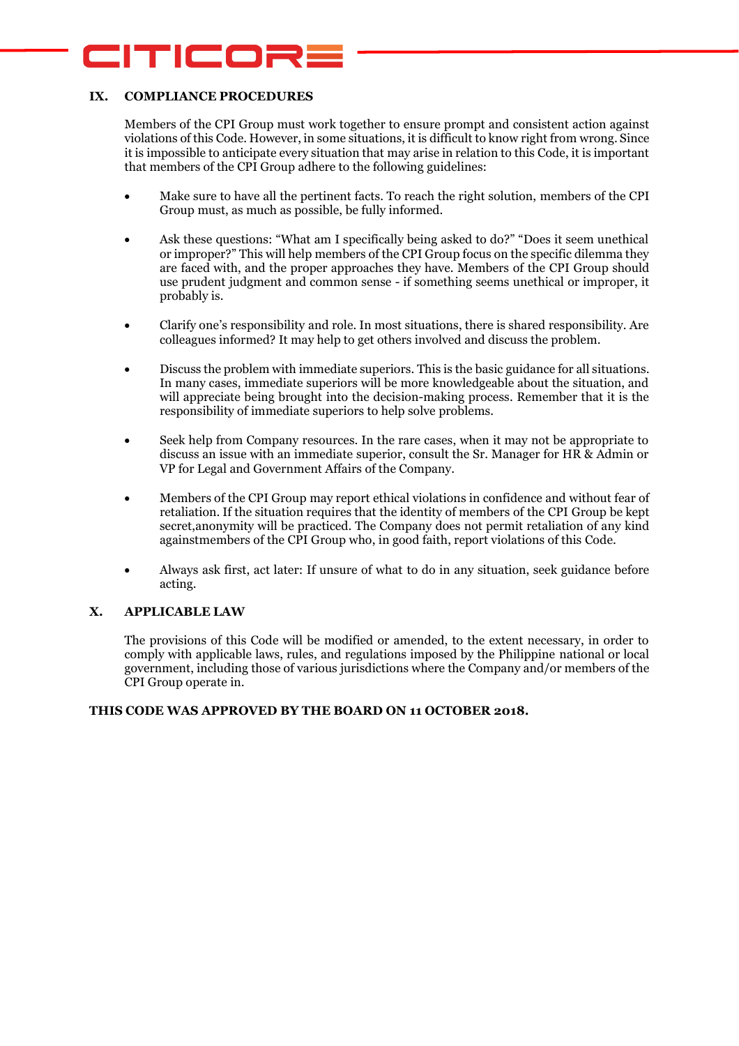## IX. COMPLIANCE PROCEDURES

Members of the CPI Group must work together to ensure prompt and consistent action against violations of this Code. However, in some situations, it is difficult to know right from wrong. Since it is impossible to anticipate every situation that may arise in relation to this Code, it is important that members of the CPI Group adhere to the following guidelines:

- Make sure to have all the pertinent facts. To reach the right solution, members of the CPI Group must, as much as possible, be fully informed.

- Ask these questions: "What am I specifically being asked to do?" "Does it seem unethical or improper?" This will help members of the CPI Group focus on the specific dilemma they are faced with, and the proper approaches they have. Members of the CPI Group should use prudent judgment and common sense - if something seems unethical or improper, it probably is.

- Clarify one's responsibility and role. In most situations, there is shared responsibility. Are colleagues informed? It may help to get others involved and discuss the problem.

- Discuss the problem with immediate superiors. This is the basic guidance for all situations. In many cases, immediate superiors will be more knowledgeable about the situation, and will appreciate being brought into the decision-making process. Remember that it is the responsibility of immediate superiors to help solve problems.

- Seek help from Company resources. In the rare cases, when it may not be appropriate to discuss an issue with an immediate superior, consult the Sr. Manager for HR & Admin or VP for Legal and Government Affairs of the Company.

- Members of the CPI Group may report ethical violations in confidence and without fear of retaliation. If the situation requires that the identity of members of the CPI Group be kept secret,anonymity will be practiced. The Company does not permit retaliation of any kind againstmembers of the CPI Group who, in good faith, report violations of this Code.

- Always ask first, act later: If unsure of what to do in any situation, seek guidance before acting.

## X. APPLICABLE LAW

The provisions of this Code will be modified or amended, to the extent necessary, in order to comply with applicable laws, rules, and regulations imposed by the Philippine national or local government, including those of various jurisdictions where the Company and/or members of the CPI Group operate in.

**THIS CODE WAS APPROVED BY THE BOARD ON 11 OCTOBER 2018.**